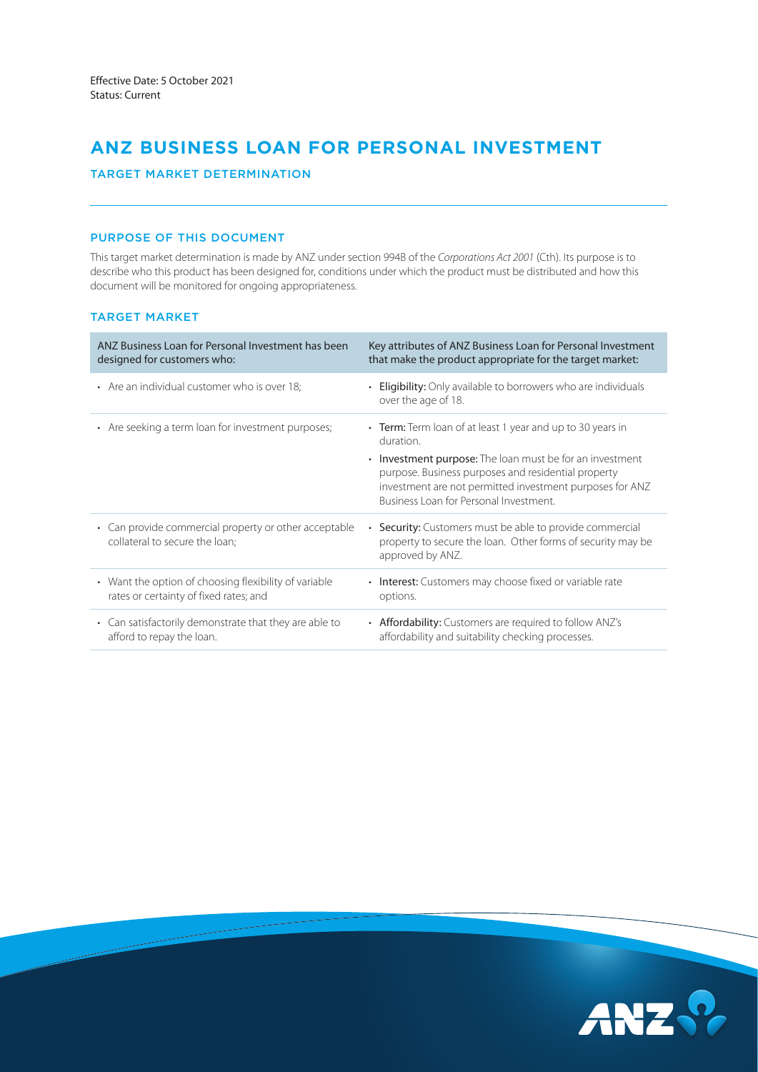Effective Date: 5 October 2021
Status: Current

# ANZ BUSINESS LOAN FOR PERSONAL INVESTMENT

## TARGET MARKET DETERMINATION

### PURPOSE OF THIS DOCUMENT

This target market determination is made by ANZ under section 994B of the *Corporations Act 2001* (Cth). Its purpose is to describe who this product has been designed for, conditions under which the product must be distributed and how this document will be monitored for ongoing appropriateness.

### TARGET MARKET

| ANZ Business Loan for Personal Investment has been designed for customers who: | Key attributes of ANZ Business Loan for Personal Investment that make the product appropriate for the target market: |
|---|---|
| • Are an individual customer who is over 18; | • **Eligibility:** Only available to borrowers who are individuals over the age of 18. |
| • Are seeking a term loan for investment purposes; | • **Term:** Term loan of at least 1 year and up to 30 years in duration.<br>• **Investment purpose:** The loan must be for an investment purpose. Business purposes and residential property investment are not permitted investment purposes for ANZ Business Loan for Personal Investment. |
| • Can provide commercial property or other acceptable collateral to secure the loan; | • **Security:** Customers must be able to provide commercial property to secure the loan. Other forms of security may be approved by ANZ. |
| • Want the option of choosing flexibility of variable rates or certainty of fixed rates; and | • **Interest:** Customers may choose fixed or variable rate options. |
| • Can satisfactorily demonstrate that they are able to afford to repay the loan. | • **Affordability:** Customers are required to follow ANZ's affordability and suitability checking processes. |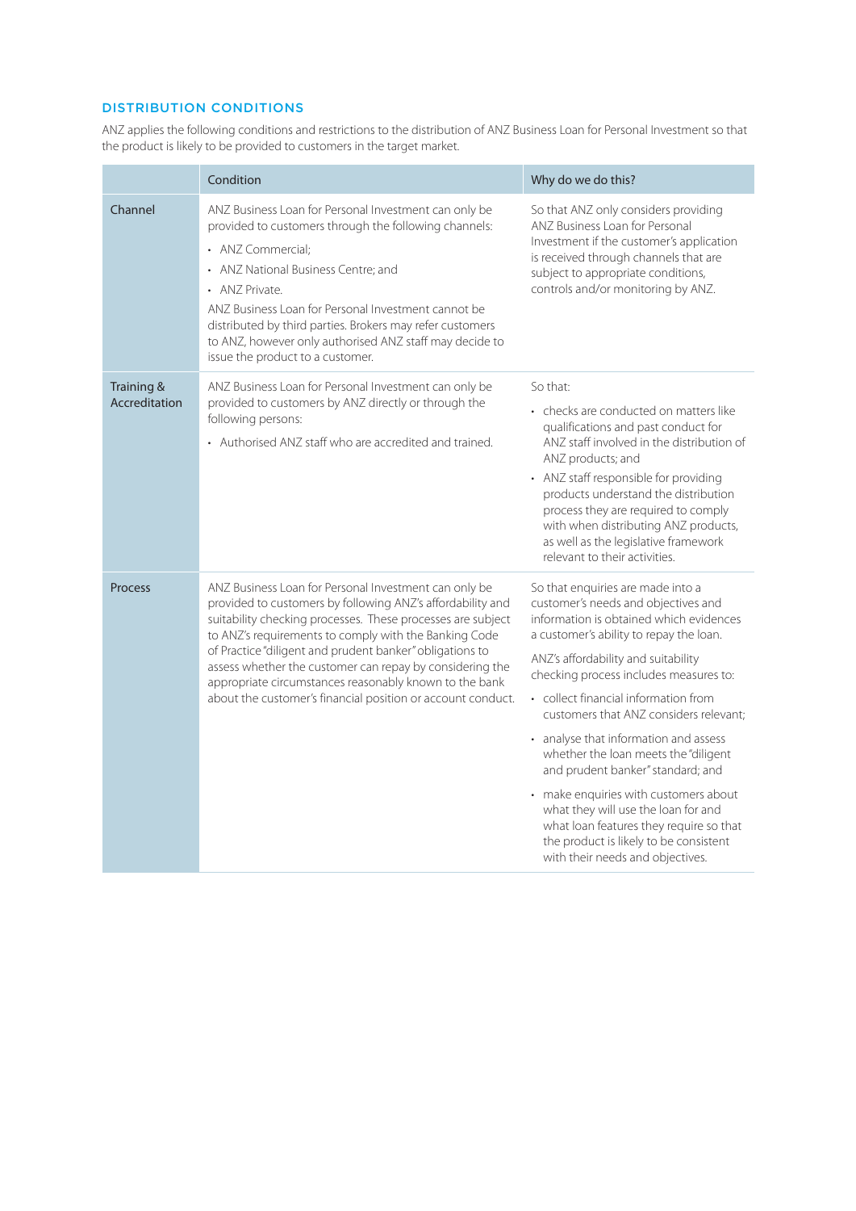## DISTRIBUTION CONDITIONS

ANZ applies the following conditions and restrictions to the distribution of ANZ Business Loan for Personal Investment so that the product is likely to be provided to customers in the target market.

| | Condition | Why do we do this? |
|---|---|---|
| Channel | ANZ Business Loan for Personal Investment can only be provided to customers through the following channels:<br>• ANZ Commercial;<br>• ANZ National Business Centre; and<br>• ANZ Private.<br>ANZ Business Loan for Personal Investment cannot be distributed by third parties. Brokers may refer customers to ANZ, however only authorised ANZ staff may decide to issue the product to a customer. | So that ANZ only considers providing ANZ Business Loan for Personal Investment if the customer's application is received through channels that are subject to appropriate conditions, controls and/or monitoring by ANZ. |
| Training & Accreditation | ANZ Business Loan for Personal Investment can only be provided to customers by ANZ directly or through the following persons:<br>• Authorised ANZ staff who are accredited and trained. | So that:<br>• checks are conducted on matters like qualifications and past conduct for ANZ staff involved in the distribution of ANZ products; and<br>• ANZ staff responsible for providing products understand the distribution process they are required to comply with when distributing ANZ products, as well as the legislative framework relevant to their activities. |
| Process | ANZ Business Loan for Personal Investment can only be provided to customers by following ANZ's affordability and suitability checking processes. These processes are subject to ANZ's requirements to comply with the Banking Code of Practice "diligent and prudent banker" obligations to assess whether the customer can repay by considering the appropriate circumstances reasonably known to the bank about the customer's financial position or account conduct. | So that enquiries are made into a customer's needs and objectives and information is obtained which evidences a customer's ability to repay the loan.<br>ANZ's affordability and suitability checking process includes measures to:<br>• collect financial information from customers that ANZ considers relevant;<br>• analyse that information and assess whether the loan meets the "diligent and prudent banker" standard; and<br>• make enquiries with customers about what they will use the loan for and what loan features they require so that the product is likely to be consistent with their needs and objectives. |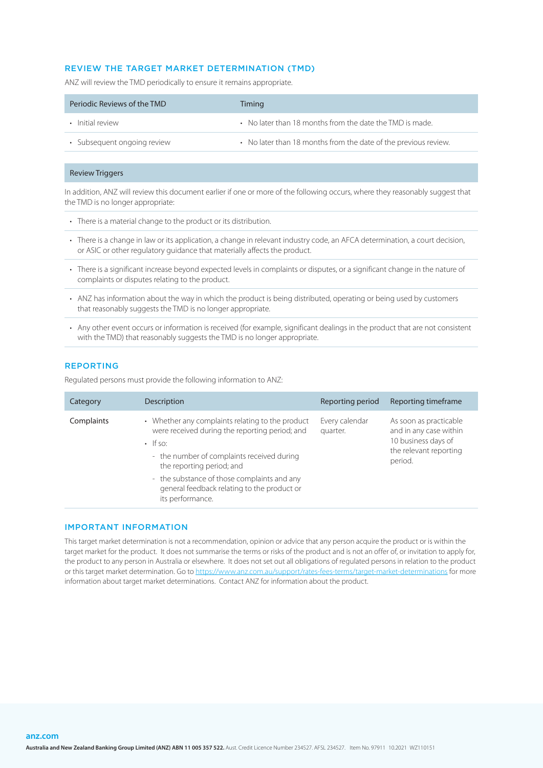## REVIEW THE TARGET MARKET DETERMINATION (TMD)

ANZ will review the TMD periodically to ensure it remains appropriate.

| Periodic Reviews of the TMD | Timing |
|---|---|
| • Initial review | • No later than 18 months from the date the TMD is made. |
| • Subsequent ongoing review | • No later than 18 months from the date of the previous review. |

### Review Triggers

In addition, ANZ will review this document earlier if one or more of the following occurs, where they reasonably suggest that the TMD is no longer appropriate:

- There is a material change to the product or its distribution.
- There is a change in law or its application, a change in relevant industry code, an AFCA determination, a court decision, or ASIC or other regulatory guidance that materially affects the product.
- There is a significant increase beyond expected levels in complaints or disputes, or a significant change in the nature of complaints or disputes relating to the product.
- ANZ has information about the way in which the product is being distributed, operating or being used by customers that reasonably suggests the TMD is no longer appropriate.
- Any other event occurs or information is received (for example, significant dealings in the product that are not consistent with the TMD) that reasonably suggests the TMD is no longer appropriate.

## REPORTING

Regulated persons must provide the following information to ANZ:

| Category | Description | Reporting period | Reporting timeframe |
|---|---|---|---|
| Complaints | • Whether any complaints relating to the product were received during the reporting period; and<br>• If so:<br>- the number of complaints received during the reporting period; and<br>- the substance of those complaints and any general feedback relating to the product or its performance. | Every calendar quarter. | As soon as practicable and in any case within 10 business days of the relevant reporting period. |

## IMPORTANT INFORMATION

This target market determination is not a recommendation, opinion or advice that any person acquire the product or is within the target market for the product. It does not summarise the terms or risks of the product and is not an offer of, or invitation to apply for, the product to any person in Australia or elsewhere. It does not set out all obligations of regulated persons in relation to the product or this target market determination. Go to https://www.anz.com.au/support/rates-fees-terms/target-market-determinations for more information about target market determinations. Contact ANZ for information about the product.

**anz.com**

**Australia and New Zealand Banking Group Limited (ANZ) ABN 11 005 357 522.** Aust. Credit Licence Number 234527. AFSL 234527. Item No. 97911 10.2021 WZ110151